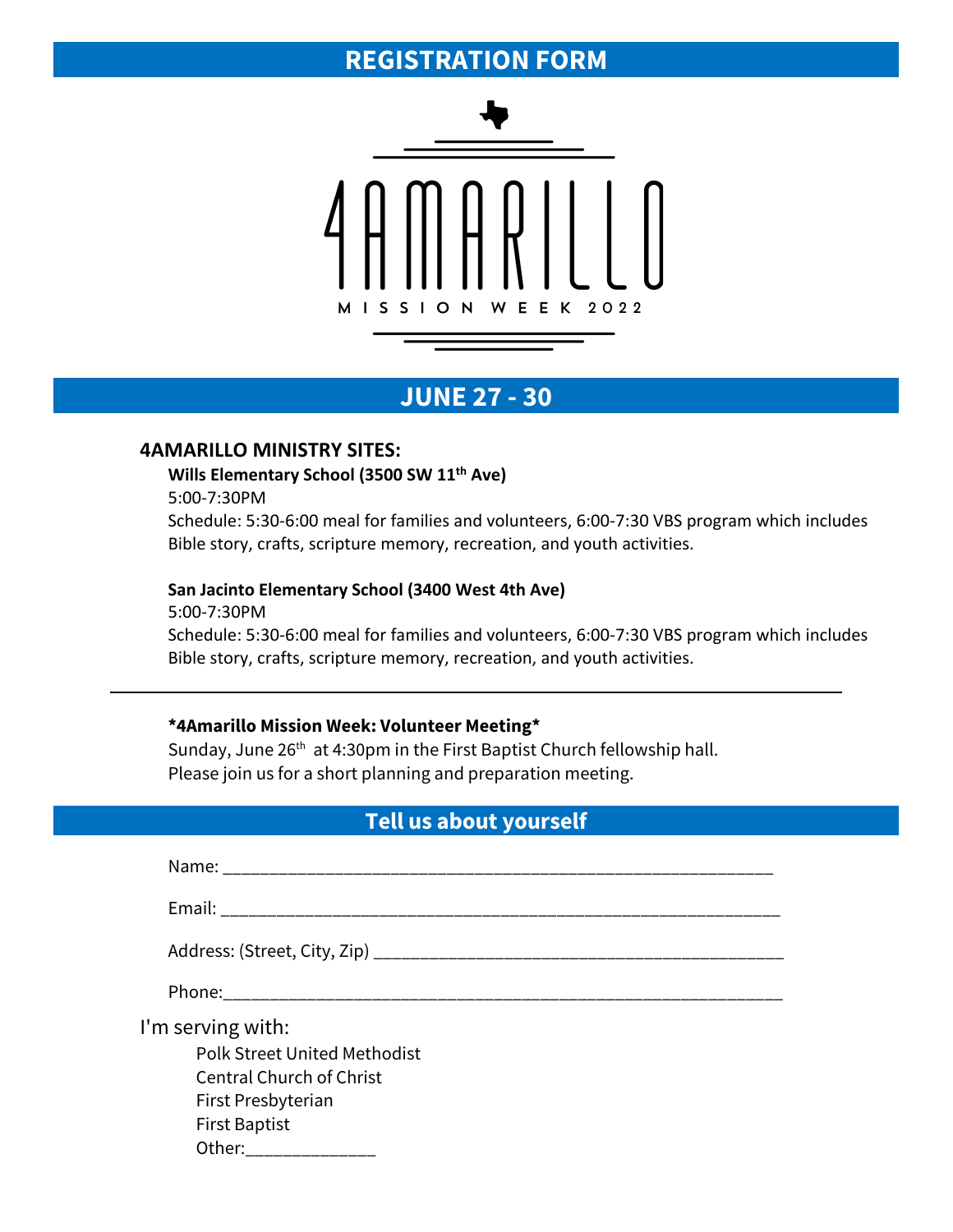# REGISTRATION FORM

4AMARILLO

MISSION WEEK 2022

## JUNE 27 - 30

### 4AMARILLO MINISTRY SITES:

**Wills Elementary School (3500 SW 11th Ave)**

5:00-7:30PM

Schedule: 5:30-6:00 meal for families and volunteers, 6:00-7:30 VBS program which includes Bible story, crafts, scripture memory, recreation, and youth activities.

**San Jacinto Elementary School (3400 West 4th Ave)**

5:00-7:30PM

Schedule: 5:30-6:00 meal for families and volunteers, 6:00-7:30 VBS program which includes Bible story, crafts, scripture memory, recreation, and youth activities.

---

**\*4Amarillo Mission Week: Volunteer Meeting\***

Sunday, June 26th at 4:30pm in the First Baptist Church fellowship hall.
Please join us for a short planning and preparation meeting.

## Tell us about yourself

Name: ____________________________________________________________

Email: ____________________________________________________________

Address: (Street, City, Zip) ___________________________________________

Phone:_____________________________________________________________

I'm serving with:

- Polk Street United Methodist
- Central Church of Christ
- First Presbyterian
- First Baptist
- Other:_____________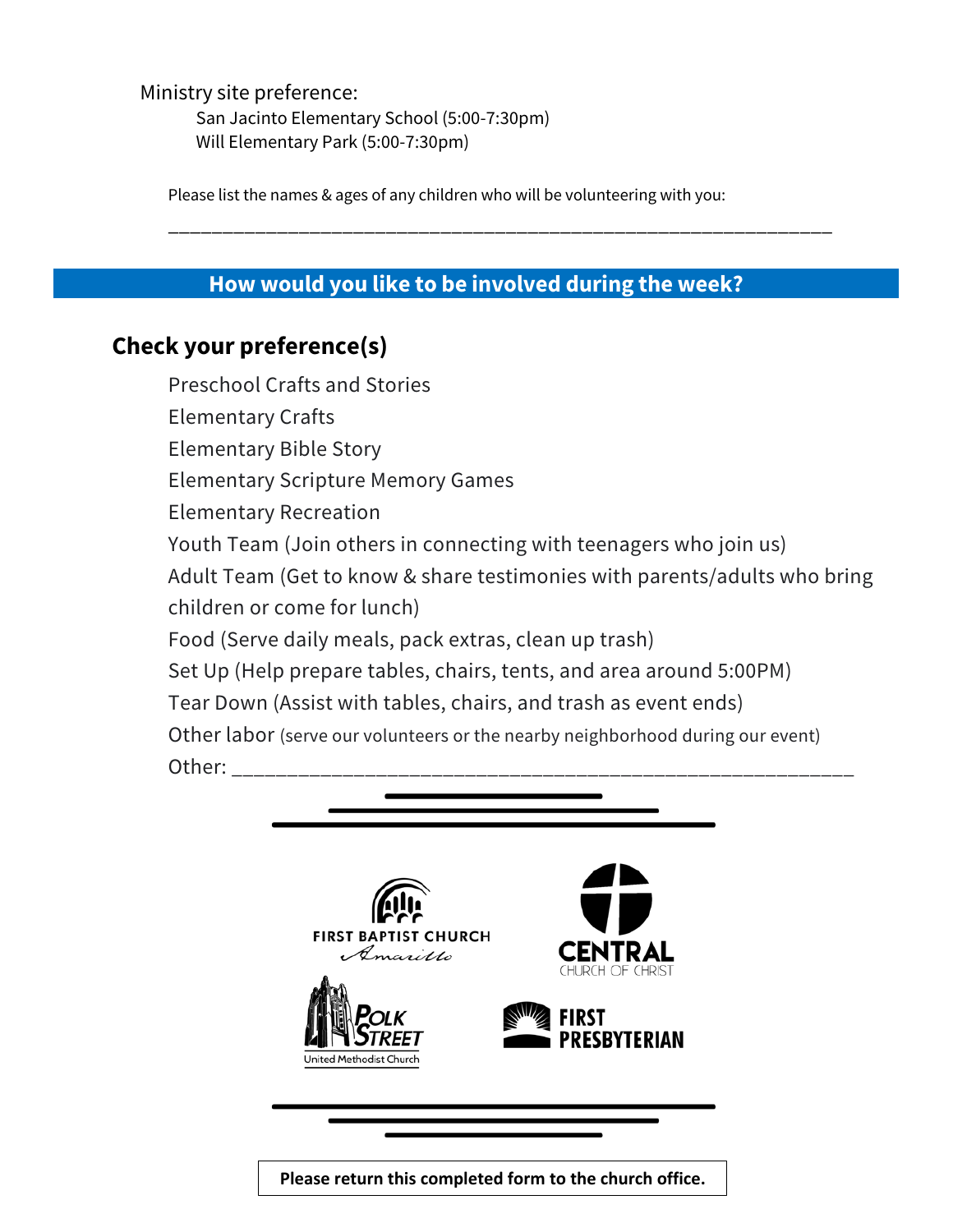Ministry site preference:

San Jacinto Elementary School (5:00-7:30pm)

Will Elementary Park (5:00-7:30pm)

Please list the names & ages of any children who will be volunteering with you:

_______________________________________________________________

## How would you like to be involved during the week?

### Check your preference(s)

Preschool Crafts and Stories

Elementary Crafts

Elementary Bible Story

Elementary Scripture Memory Games

Elementary Recreation

Youth Team (Join others in connecting with teenagers who join us)

Adult Team (Get to know & share testimonies with parents/adults who bring children or come for lunch)

Food (Serve daily meals, pack extras, clean up trash)

Set Up (Help prepare tables, chairs, tents, and area around 5:00PM)

Tear Down (Assist with tables, chairs, and trash as event ends)

Other labor (serve our volunteers or the nearby neighborhood during our event)

Other: ___________________________________________________________

FIRST BAPTIST CHURCH Amarillo

CENTRAL CHURCH OF CHRIST

POLK STREET United Methodist Church

FIRST PRESBYTERIAN

**Please return this completed form to the church office.**